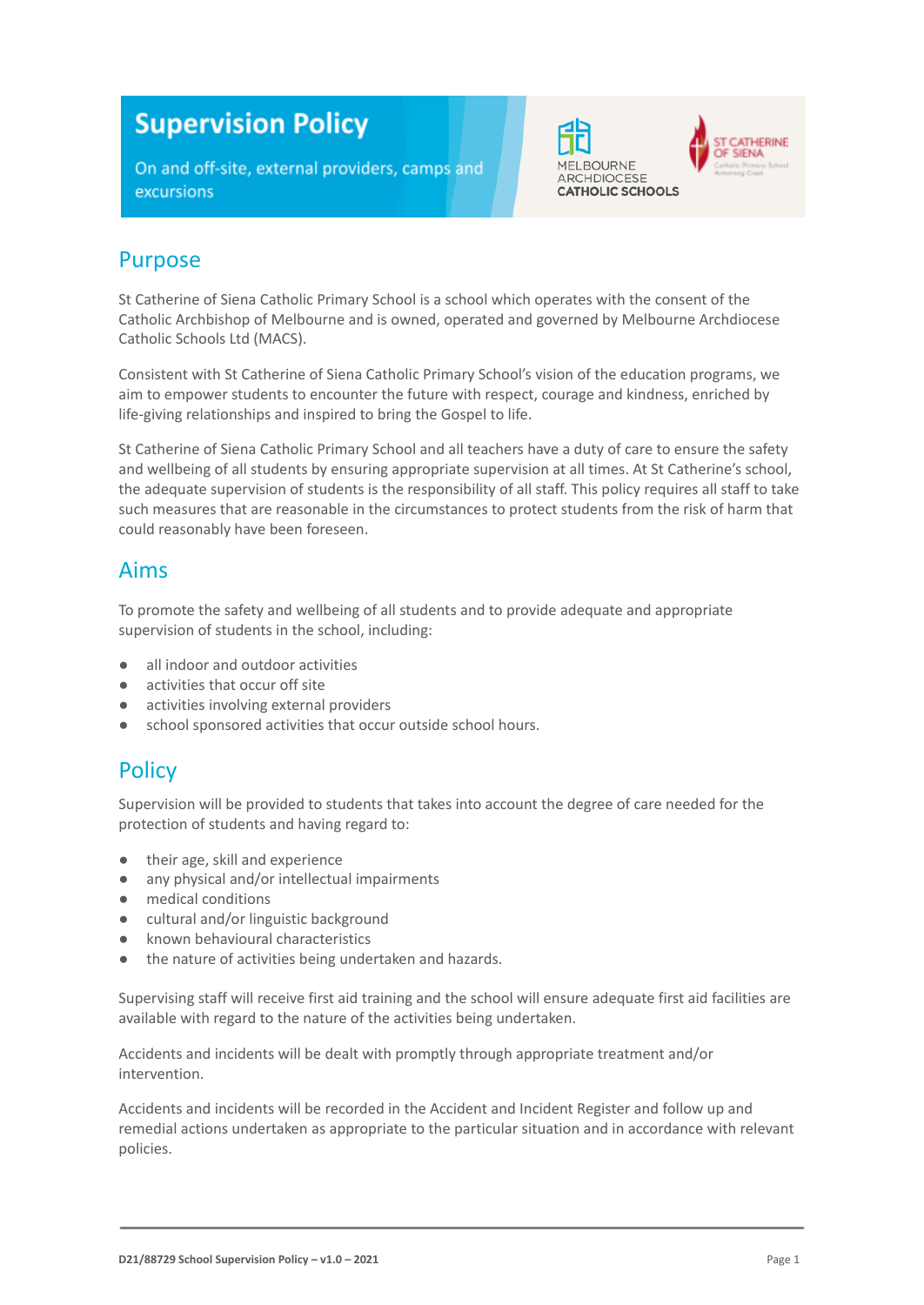# Supervision Policy

On and off-site, external providers, camps and excursions

## Purpose

St Catherine of Siena Catholic Primary School is a school which operates with the consent of the Catholic Archbishop of Melbourne and is owned, operated and governed by Melbourne Archdiocese Catholic Schools Ltd (MACS).

Consistent with St Catherine of Siena Catholic Primary School's vision of the education programs, we aim to empower students to encounter the future with respect, courage and kindness, enriched by life-giving relationships and inspired to bring the Gospel to life.

St Catherine of Siena Catholic Primary School and all teachers have a duty of care to ensure the safety and wellbeing of all students by ensuring appropriate supervision at all times. At St Catherine's school, the adequate supervision of students is the responsibility of all staff. This policy requires all staff to take such measures that are reasonable in the circumstances to protect students from the risk of harm that could reasonably have been foreseen.

## Aims

To promote the safety and wellbeing of all students and to provide adequate and appropriate supervision of students in the school, including:

- all indoor and outdoor activities
- activities that occur off site
- activities involving external providers
- school sponsored activities that occur outside school hours.

## Policy

Supervision will be provided to students that takes into account the degree of care needed for the protection of students and having regard to:

- their age, skill and experience
- any physical and/or intellectual impairments
- medical conditions
- cultural and/or linguistic background
- known behavioural characteristics
- the nature of activities being undertaken and hazards.

Supervising staff will receive first aid training and the school will ensure adequate first aid facilities are available with regard to the nature of the activities being undertaken.

Accidents and incidents will be dealt with promptly through appropriate treatment and/or intervention.

Accidents and incidents will be recorded in the Accident and Incident Register and follow up and remedial actions undertaken as appropriate to the particular situation and in accordance with relevant policies.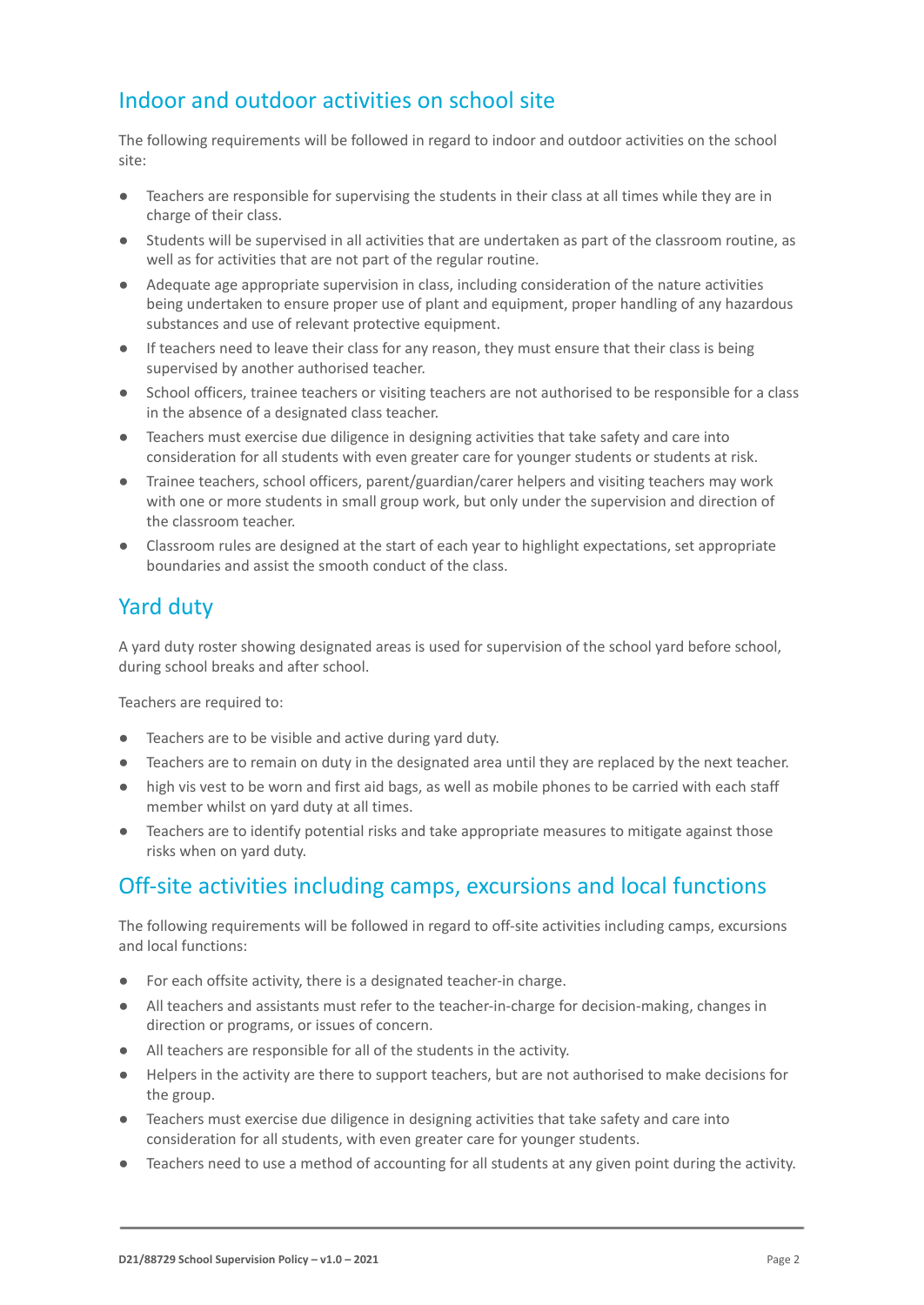## Indoor and outdoor activities on school site

The following requirements will be followed in regard to indoor and outdoor activities on the school site:

- Teachers are responsible for supervising the students in their class at all times while they are in charge of their class.
- Students will be supervised in all activities that are undertaken as part of the classroom routine, as well as for activities that are not part of the regular routine.
- Adequate age appropriate supervision in class, including consideration of the nature activities being undertaken to ensure proper use of plant and equipment, proper handling of any hazardous substances and use of relevant protective equipment.
- If teachers need to leave their class for any reason, they must ensure that their class is being supervised by another authorised teacher.
- School officers, trainee teachers or visiting teachers are not authorised to be responsible for a class in the absence of a designated class teacher.
- Teachers must exercise due diligence in designing activities that take safety and care into consideration for all students with even greater care for younger students or students at risk.
- Trainee teachers, school officers, parent/guardian/carer helpers and visiting teachers may work with one or more students in small group work, but only under the supervision and direction of the classroom teacher.
- Classroom rules are designed at the start of each year to highlight expectations, set appropriate boundaries and assist the smooth conduct of the class.

## Yard duty

A yard duty roster showing designated areas is used for supervision of the school yard before school, during school breaks and after school.

Teachers are required to:

- Teachers are to be visible and active during yard duty.
- Teachers are to remain on duty in the designated area until they are replaced by the next teacher.
- high vis vest to be worn and first aid bags, as well as mobile phones to be carried with each staff member whilst on yard duty at all times.
- Teachers are to identify potential risks and take appropriate measures to mitigate against those risks when on yard duty.

## Off-site activities including camps, excursions and local functions

The following requirements will be followed in regard to off-site activities including camps, excursions and local functions:

- For each offsite activity, there is a designated teacher-in charge.
- All teachers and assistants must refer to the teacher-in-charge for decision-making, changes in direction or programs, or issues of concern.
- All teachers are responsible for all of the students in the activity.
- Helpers in the activity are there to support teachers, but are not authorised to make decisions for the group.
- Teachers must exercise due diligence in designing activities that take safety and care into consideration for all students, with even greater care for younger students.
- Teachers need to use a method of accounting for all students at any given point during the activity.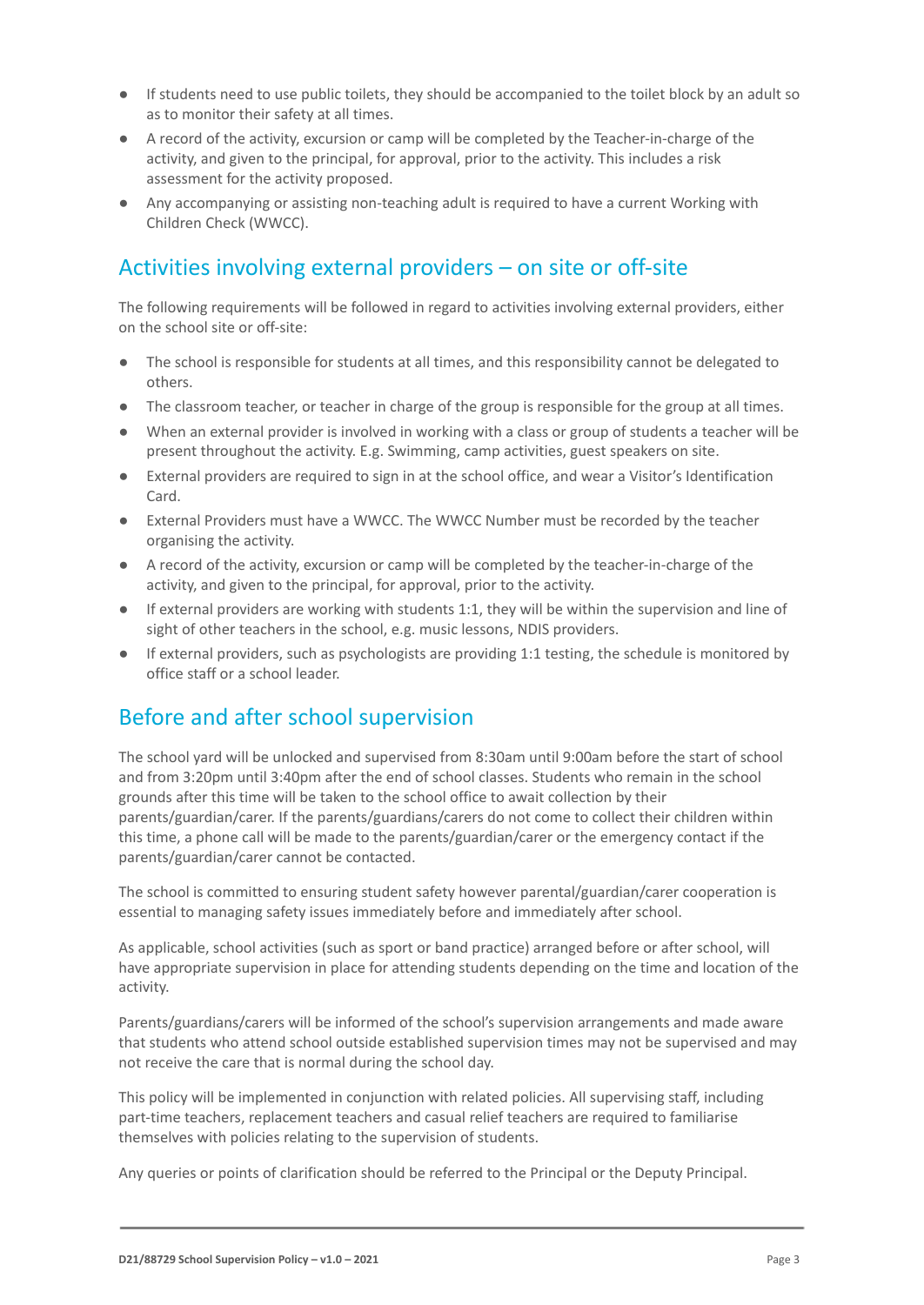- If students need to use public toilets, they should be accompanied to the toilet block by an adult so as to monitor their safety at all times.
- A record of the activity, excursion or camp will be completed by the Teacher-in-charge of the activity, and given to the principal, for approval, prior to the activity. This includes a risk assessment for the activity proposed.
- Any accompanying or assisting non-teaching adult is required to have a current Working with Children Check (WWCC).

## Activities involving external providers – on site or off-site

The following requirements will be followed in regard to activities involving external providers, either on the school site or off-site:

- The school is responsible for students at all times, and this responsibility cannot be delegated to others.
- The classroom teacher, or teacher in charge of the group is responsible for the group at all times.
- When an external provider is involved in working with a class or group of students a teacher will be present throughout the activity. E.g. Swimming, camp activities, guest speakers on site.
- External providers are required to sign in at the school office, and wear a Visitor's Identification Card.
- External Providers must have a WWCC. The WWCC Number must be recorded by the teacher organising the activity.
- A record of the activity, excursion or camp will be completed by the teacher-in-charge of the activity, and given to the principal, for approval, prior to the activity.
- If external providers are working with students 1:1, they will be within the supervision and line of sight of other teachers in the school, e.g. music lessons, NDIS providers.
- If external providers, such as psychologists are providing 1:1 testing, the schedule is monitored by office staff or a school leader.

## Before and after school supervision

The school yard will be unlocked and supervised from 8:30am until 9:00am before the start of school and from 3:20pm until 3:40pm after the end of school classes. Students who remain in the school grounds after this time will be taken to the school office to await collection by their parents/guardian/carer. If the parents/guardians/carers do not come to collect their children within this time, a phone call will be made to the parents/guardian/carer or the emergency contact if the parents/guardian/carer cannot be contacted.

The school is committed to ensuring student safety however parental/guardian/carer cooperation is essential to managing safety issues immediately before and immediately after school.

As applicable, school activities (such as sport or band practice) arranged before or after school, will have appropriate supervision in place for attending students depending on the time and location of the activity.

Parents/guardians/carers will be informed of the school's supervision arrangements and made aware that students who attend school outside established supervision times may not be supervised and may not receive the care that is normal during the school day.

This policy will be implemented in conjunction with related policies. All supervising staff, including part-time teachers, replacement teachers and casual relief teachers are required to familiarise themselves with policies relating to the supervision of students.

Any queries or points of clarification should be referred to the Principal or the Deputy Principal.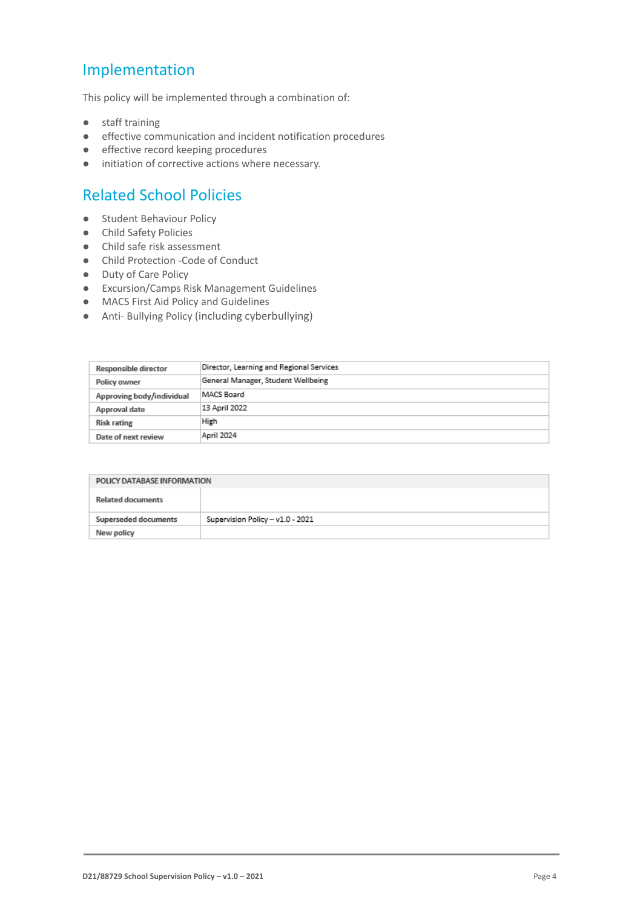## Implementation

This policy will be implemented through a combination of:

- staff training
- effective communication and incident notification procedures
- effective record keeping procedures
- initiation of corrective actions where necessary.

## Related School Policies

- Student Behaviour Policy
- Child Safety Policies
- Child safe risk assessment
- Child Protection -Code of Conduct
- Duty of Care Policy
- Excursion/Camps Risk Management Guidelines
- MACS First Aid Policy and Guidelines
- Anti- Bullying Policy (including cyberbullying)

| | |
|---|---|
| Responsible director | Director, Learning and Regional Services |
| Policy owner | General Manager, Student Wellbeing |
| Approving body/individual | MACS Board |
| Approval date | 13 April 2022 |
| Risk rating | High |
| Date of next review | April 2024 |

| POLICY DATABASE INFORMATION | |
|---|---|
| Related documents | |
| Superseded documents | Supervision Policy – v1.0 - 2021 |
| New policy | |